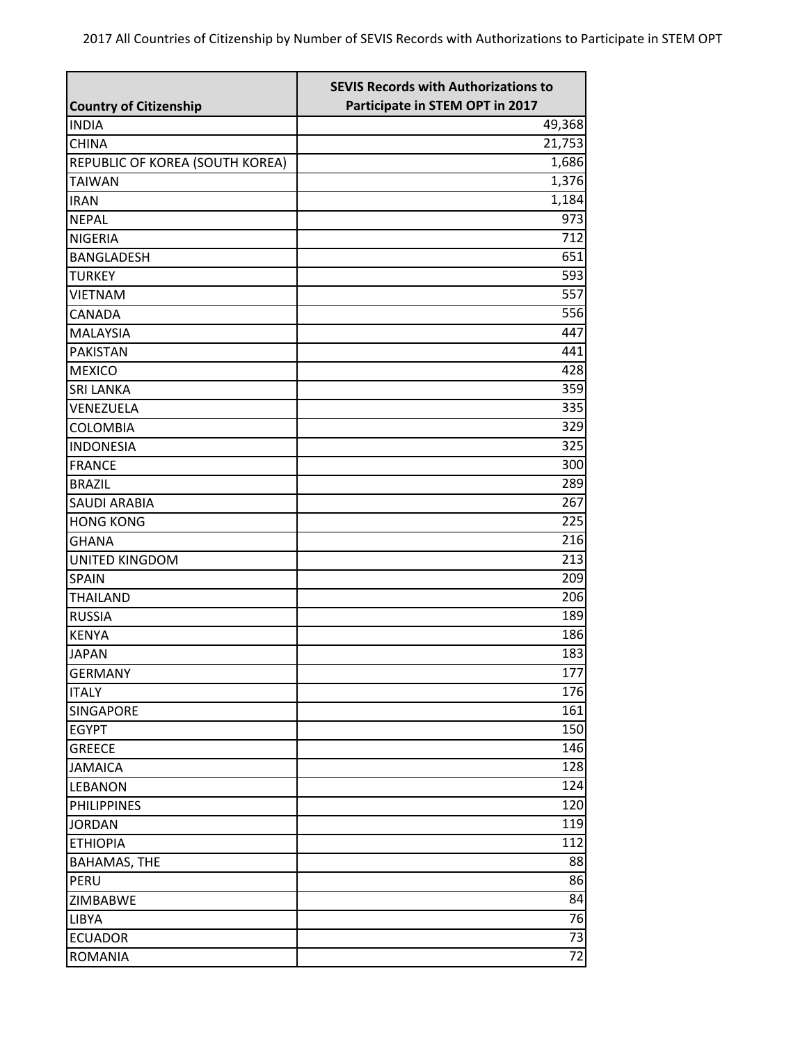2017 All Countries of Citizenship by Number of SEVIS Records with Authorizations to Participate in STEM OPT

| Country of Citizenship | SEVIS Records with Authorizations to Participate in STEM OPT in 2017 |
|---|---|
| INDIA | 49,368 |
| CHINA | 21,753 |
| REPUBLIC OF KOREA (SOUTH KOREA) | 1,686 |
| TAIWAN | 1,376 |
| IRAN | 1,184 |
| NEPAL | 973 |
| NIGERIA | 712 |
| BANGLADESH | 651 |
| TURKEY | 593 |
| VIETNAM | 557 |
| CANADA | 556 |
| MALAYSIA | 447 |
| PAKISTAN | 441 |
| MEXICO | 428 |
| SRI LANKA | 359 |
| VENEZUELA | 335 |
| COLOMBIA | 329 |
| INDONESIA | 325 |
| FRANCE | 300 |
| BRAZIL | 289 |
| SAUDI ARABIA | 267 |
| HONG KONG | 225 |
| GHANA | 216 |
| UNITED KINGDOM | 213 |
| SPAIN | 209 |
| THAILAND | 206 |
| RUSSIA | 189 |
| KENYA | 186 |
| JAPAN | 183 |
| GERMANY | 177 |
| ITALY | 176 |
| SINGAPORE | 161 |
| EGYPT | 150 |
| GREECE | 146 |
| JAMAICA | 128 |
| LEBANON | 124 |
| PHILIPPINES | 120 |
| JORDAN | 119 |
| ETHIOPIA | 112 |
| BAHAMAS, THE | 88 |
| PERU | 86 |
| ZIMBABWE | 84 |
| LIBYA | 76 |
| ECUADOR | 73 |
| ROMANIA | 72 |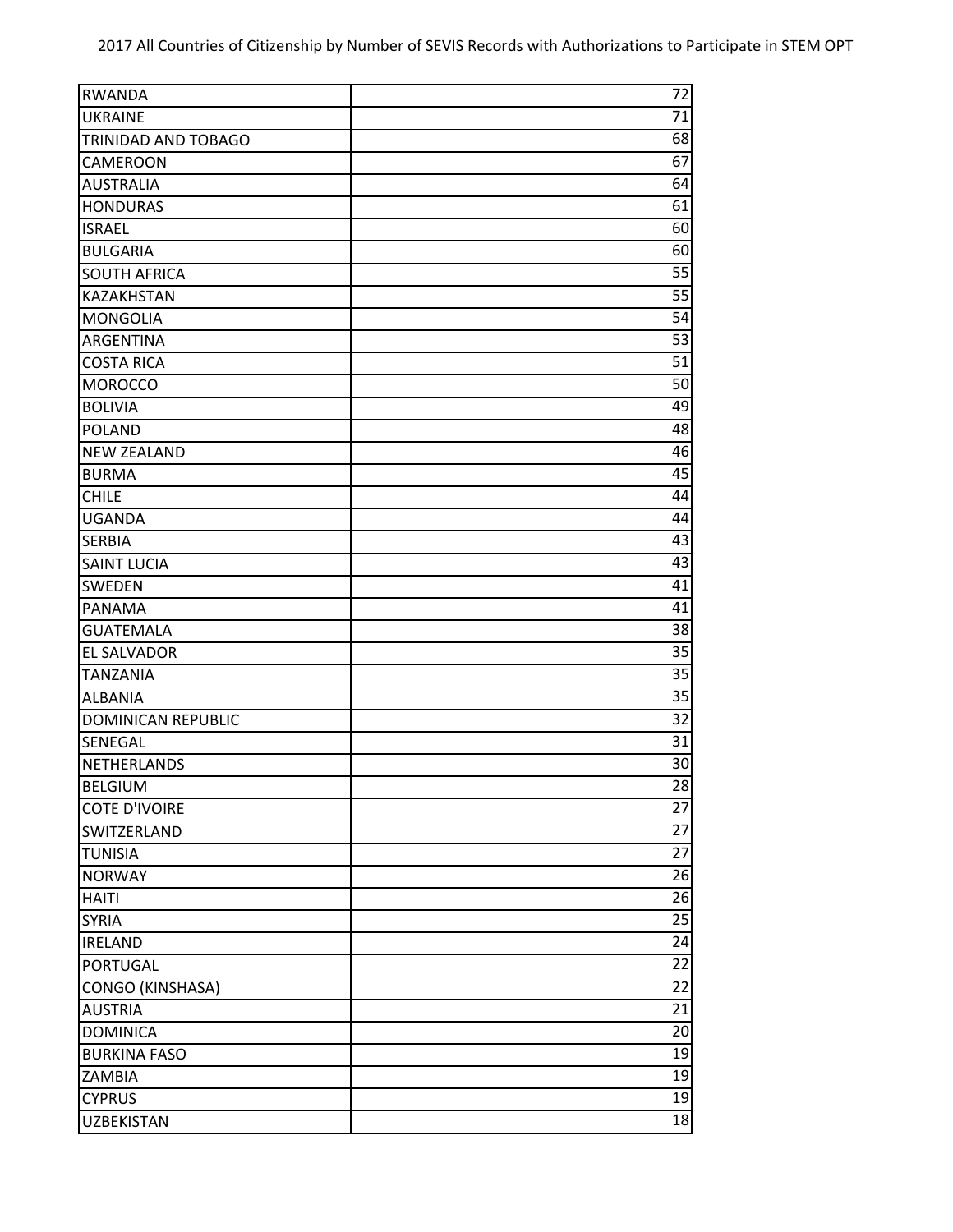| | |
|---|---|
| RWANDA | 72 |
| UKRAINE | 71 |
| TRINIDAD AND TOBAGO | 68 |
| CAMEROON | 67 |
| AUSTRALIA | 64 |
| HONDURAS | 61 |
| ISRAEL | 60 |
| BULGARIA | 60 |
| SOUTH AFRICA | 55 |
| KAZAKHSTAN | 55 |
| MONGOLIA | 54 |
| ARGENTINA | 53 |
| COSTA RICA | 51 |
| MOROCCO | 50 |
| BOLIVIA | 49 |
| POLAND | 48 |
| NEW ZEALAND | 46 |
| BURMA | 45 |
| CHILE | 44 |
| UGANDA | 44 |
| SERBIA | 43 |
| SAINT LUCIA | 43 |
| SWEDEN | 41 |
| PANAMA | 41 |
| GUATEMALA | 38 |
| EL SALVADOR | 35 |
| TANZANIA | 35 |
| ALBANIA | 35 |
| DOMINICAN REPUBLIC | 32 |
| SENEGAL | 31 |
| NETHERLANDS | 30 |
| BELGIUM | 28 |
| COTE D'IVOIRE | 27 |
| SWITZERLAND | 27 |
| TUNISIA | 27 |
| NORWAY | 26 |
| HAITI | 26 |
| SYRIA | 25 |
| IRELAND | 24 |
| PORTUGAL | 22 |
| CONGO (KINSHASA) | 22 |
| AUSTRIA | 21 |
| DOMINICA | 20 |
| BURKINA FASO | 19 |
| ZAMBIA | 19 |
| CYPRUS | 19 |
| UZBEKISTAN | 18 |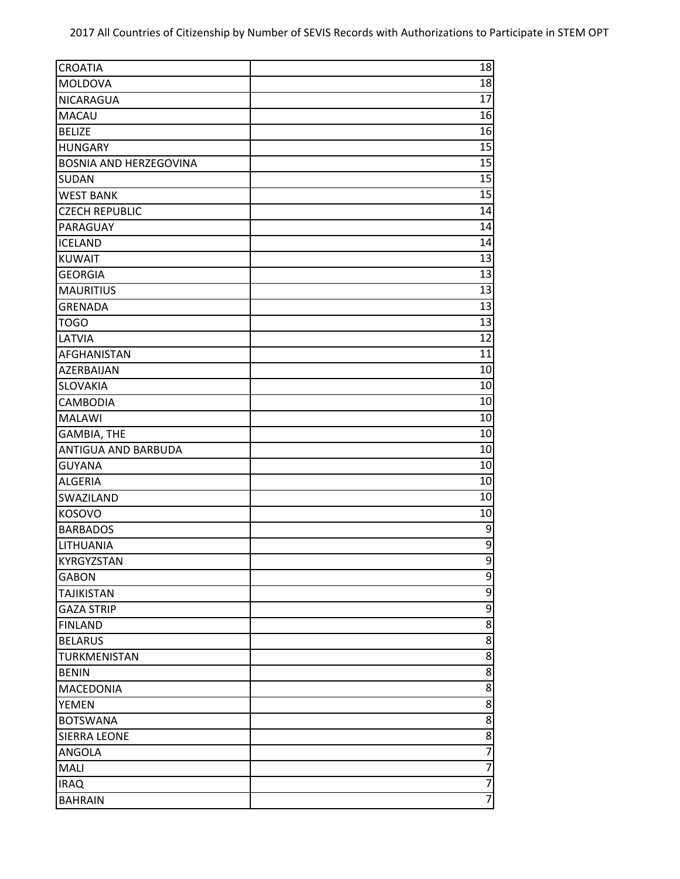| CROATIA | 18 |
|---|---|
| MOLDOVA | 18 |
| NICARAGUA | 17 |
| MACAU | 16 |
| BELIZE | 16 |
| HUNGARY | 15 |
| BOSNIA AND HERZEGOVINA | 15 |
| SUDAN | 15 |
| WEST BANK | 15 |
| CZECH REPUBLIC | 14 |
| PARAGUAY | 14 |
| ICELAND | 14 |
| KUWAIT | 13 |
| GEORGIA | 13 |
| MAURITIUS | 13 |
| GRENADA | 13 |
| TOGO | 13 |
| LATVIA | 12 |
| AFGHANISTAN | 11 |
| AZERBAIJAN | 10 |
| SLOVAKIA | 10 |
| CAMBODIA | 10 |
| MALAWI | 10 |
| GAMBIA, THE | 10 |
| ANTIGUA AND BARBUDA | 10 |
| GUYANA | 10 |
| ALGERIA | 10 |
| SWAZILAND | 10 |
| KOSOVO | 10 |
| BARBADOS | 9 |
| LITHUANIA | 9 |
| KYRGYZSTAN | 9 |
| GABON | 9 |
| TAJIKISTAN | 9 |
| GAZA STRIP | 9 |
| FINLAND | 8 |
| BELARUS | 8 |
| TURKMENISTAN | 8 |
| BENIN | 8 |
| MACEDONIA | 8 |
| YEMEN | 8 |
| BOTSWANA | 8 |
| SIERRA LEONE | 8 |
| ANGOLA | 7 |
| MALI | 7 |
| IRAQ | 7 |
| BAHRAIN | 7 |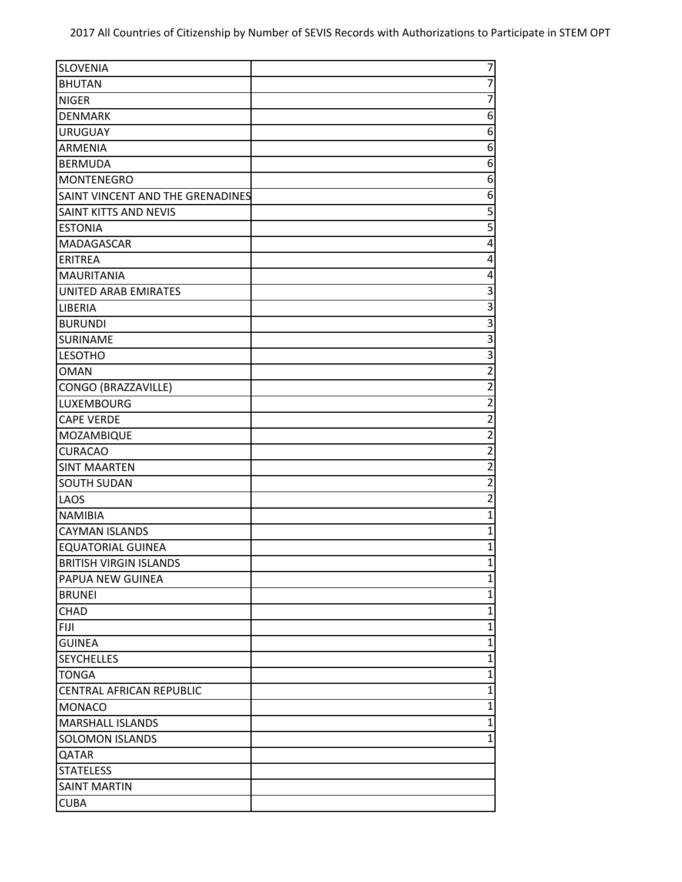2017 All Countries of Citizenship by Number of SEVIS Records with Authorizations to Participate in STEM OPT

| | |
|---|---|
| SLOVENIA | 7 |
| BHUTAN | 7 |
| NIGER | 7 |
| DENMARK | 6 |
| URUGUAY | 6 |
| ARMENIA | 6 |
| BERMUDA | 6 |
| MONTENEGRO | 6 |
| SAINT VINCENT AND THE GRENADINES | 6 |
| SAINT KITTS AND NEVIS | 5 |
| ESTONIA | 5 |
| MADAGASCAR | 4 |
| ERITREA | 4 |
| MAURITANIA | 4 |
| UNITED ARAB EMIRATES | 3 |
| LIBERIA | 3 |
| BURUNDI | 3 |
| SURINAME | 3 |
| LESOTHO | 3 |
| OMAN | 2 |
| CONGO (BRAZZAVILLE) | 2 |
| LUXEMBOURG | 2 |
| CAPE VERDE | 2 |
| MOZAMBIQUE | 2 |
| CURACAO | 2 |
| SINT MAARTEN | 2 |
| SOUTH SUDAN | 2 |
| LAOS | 2 |
| NAMIBIA | 1 |
| CAYMAN ISLANDS | 1 |
| EQUATORIAL GUINEA | 1 |
| BRITISH VIRGIN ISLANDS | 1 |
| PAPUA NEW GUINEA | 1 |
| BRUNEI | 1 |
| CHAD | 1 |
| FIJI | 1 |
| GUINEA | 1 |
| SEYCHELLES | 1 |
| TONGA | 1 |
| CENTRAL AFRICAN REPUBLIC | 1 |
| MONACO | 1 |
| MARSHALL ISLANDS | 1 |
| SOLOMON ISLANDS | 1 |
| QATAR | |
| STATELESS | |
| SAINT MARTIN | |
| CUBA | |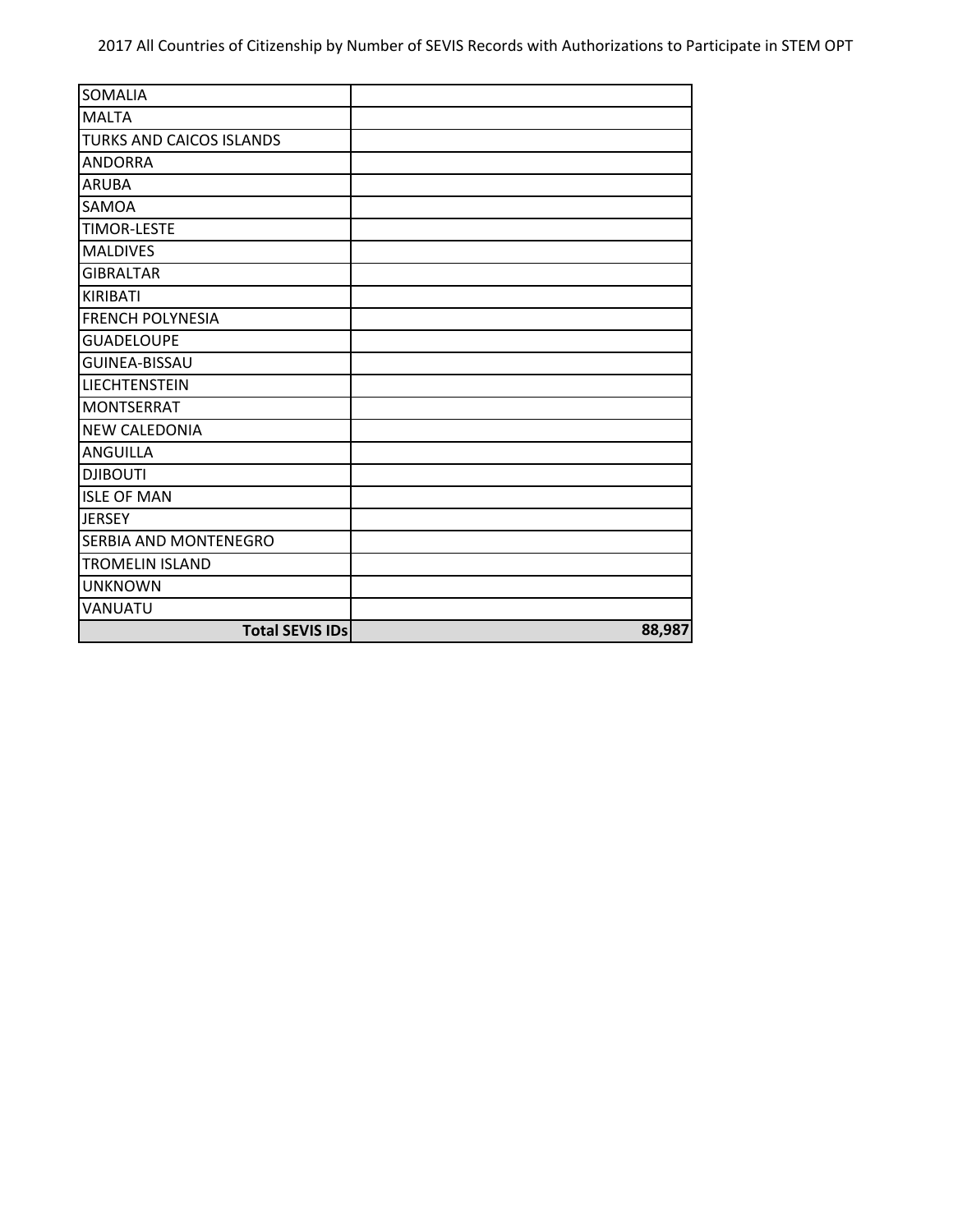2017 All Countries of Citizenship by Number of SEVIS Records with Authorizations to Participate in STEM OPT

| | |
|---|---|
| SOMALIA | |
| MALTA | |
| TURKS AND CAICOS ISLANDS | |
| ANDORRA | |
| ARUBA | |
| SAMOA | |
| TIMOR-LESTE | |
| MALDIVES | |
| GIBRALTAR | |
| KIRIBATI | |
| FRENCH POLYNESIA | |
| GUADELOUPE | |
| GUINEA-BISSAU | |
| LIECHTENSTEIN | |
| MONTSERRAT | |
| NEW CALEDONIA | |
| ANGUILLA | |
| DJIBOUTI | |
| ISLE OF MAN | |
| JERSEY | |
| SERBIA AND MONTENEGRO | |
| TROMELIN ISLAND | |
| UNKNOWN | |
| VANUATU | |
| **Total SEVIS IDs** | **88,987** |